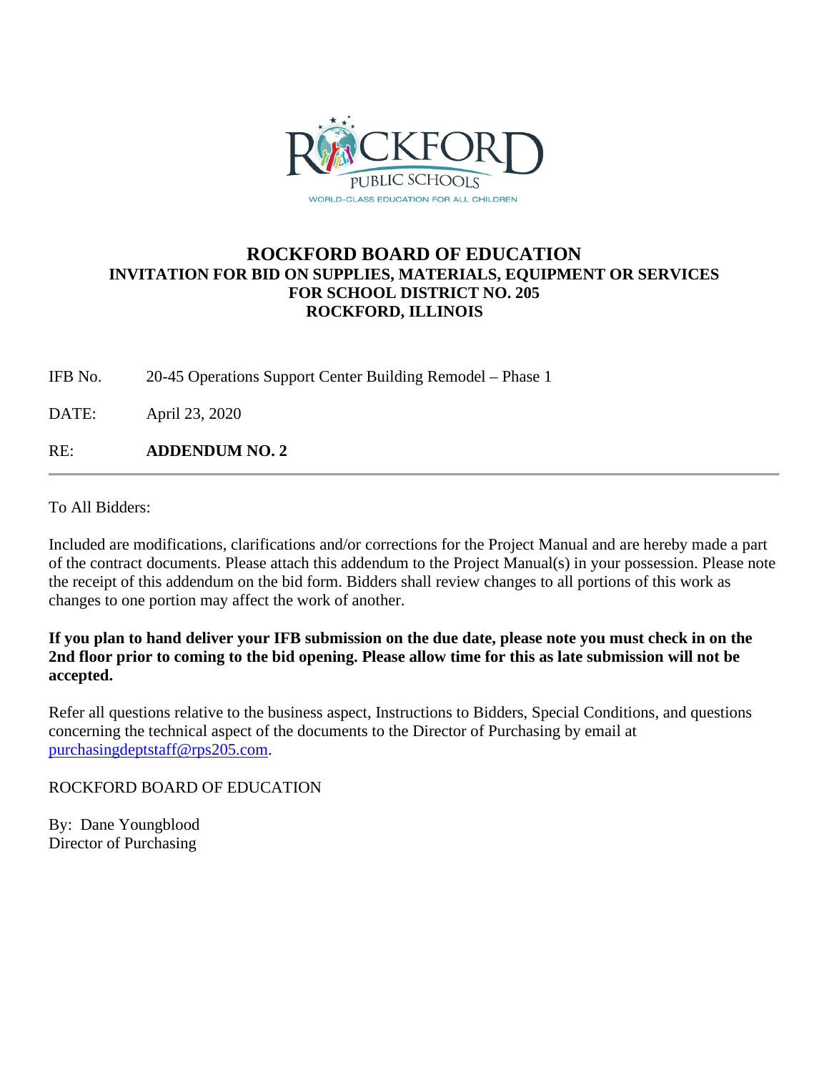ROCKFORD PUBLIC SCHOOLS

WORLD-CLASS EDUCATION FOR ALL CHILDREN

# ROCKFORD BOARD OF EDUCATION

## INVITATION FOR BID ON SUPPLIES, MATERIALS, EQUIPMENT OR SERVICES FOR SCHOOL DISTRICT NO. 205 ROCKFORD, ILLINOIS

IFB No. 20-45 Operations Support Center Building Remodel – Phase 1

DATE: April 23, 2020

RE: **ADDENDUM NO. 2**

---

To All Bidders:

Included are modifications, clarifications and/or corrections for the Project Manual and are hereby made a part of the contract documents. Please attach this addendum to the Project Manual(s) in your possession. Please note the receipt of this addendum on the bid form. Bidders shall review changes to all portions of this work as changes to one portion may affect the work of another.

**If you plan to hand deliver your IFB submission on the due date, please note you must check in on the 2nd floor prior to coming to the bid opening. Please allow time for this as late submission will not be accepted.**

Refer all questions relative to the business aspect, Instructions to Bidders, Special Conditions, and questions concerning the technical aspect of the documents to the Director of Purchasing by email at purchasingdeptstaff@rps205.com.

ROCKFORD BOARD OF EDUCATION

By: Dane Youngblood
Director of Purchasing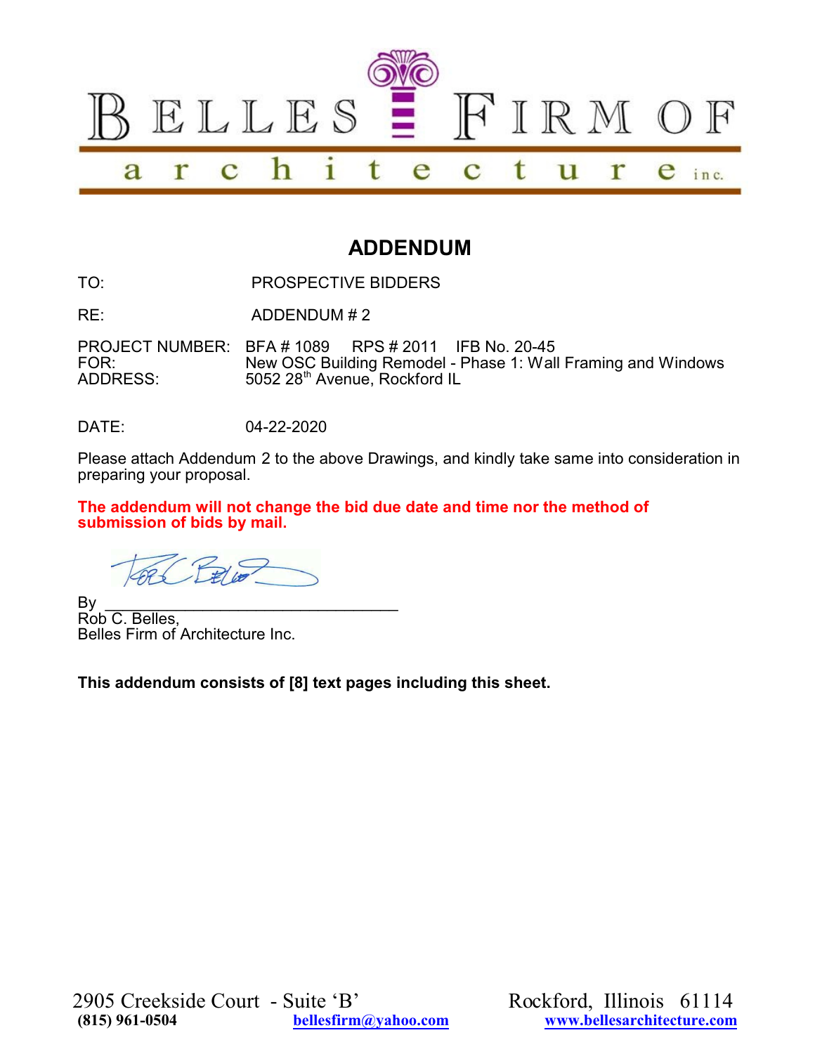BELLES FIRM OF

architecture inc.

# ADDENDUM

TO: PROSPECTIVE BIDDERS

RE: ADDENDUM # 2

PROJECT NUMBER: BFA # 1089 RPS # 2011 IFB No. 20-45
FOR: New OSC Building Remodel - Phase 1: Wall Framing and Windows
ADDRESS: 5052 28th Avenue, Rockford IL

DATE: 04-22-2020

Please attach Addendum 2 to the above Drawings, and kindly take same into consideration in preparing your proposal.

**The addendum will not change the bid due date and time nor the method of submission of bids by mail.**

By ________________________________
Rob C. Belles,
Belles Firm of Architecture Inc.

**This addendum consists of [8] text pages including this sheet.**

2905 Creekside Court - Suite 'B' Rockford, Illinois 61114
**(815) 961-0504** **bellesfirm@yahoo.com** **www.bellesarchitecture.com**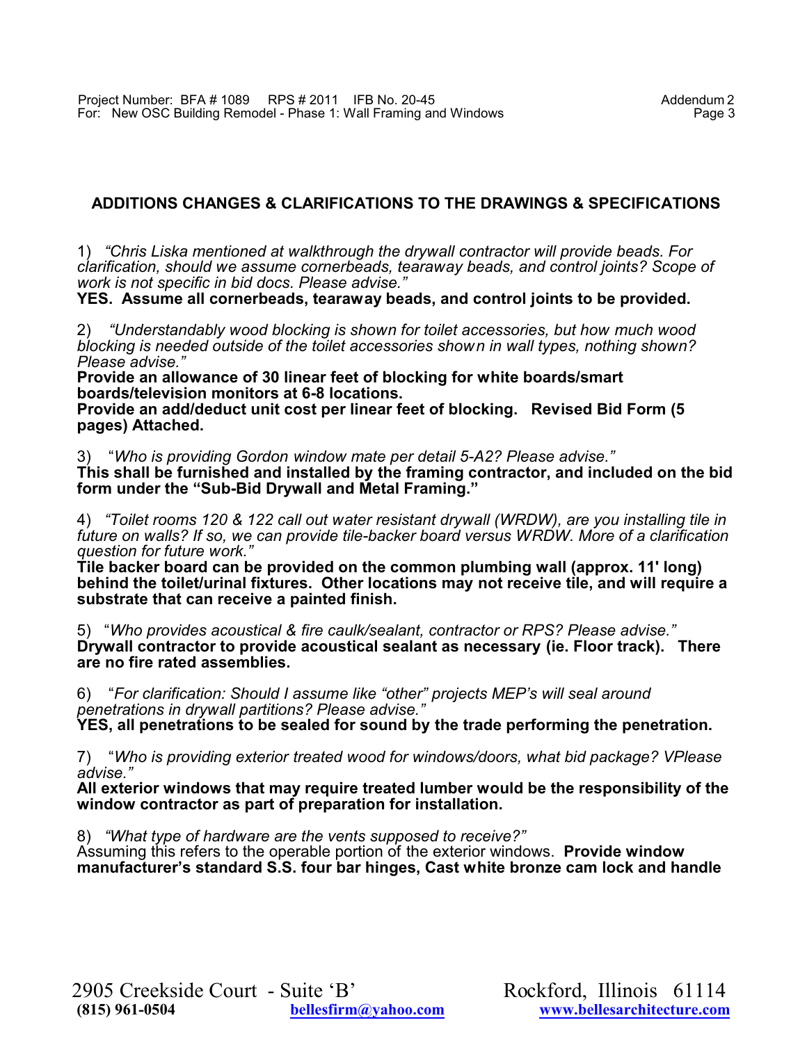## ADDITIONS CHANGES & CLARIFICATIONS TO THE DRAWINGS & SPECIFICATIONS

1) *"Chris Liska mentioned at walkthrough the drywall contractor will provide beads. For clarification, should we assume cornerbeads, tearaway beads, and control joints? Scope of work is not specific in bid docs. Please advise."*
**YES. Assume all cornerbeads, tearaway beads, and control joints to be provided.**

2) *"Understandably wood blocking is shown for toilet accessories, but how much wood blocking is needed outside of the toilet accessories shown in wall types, nothing shown? Please advise."*
**Provide an allowance of 30 linear feet of blocking for white boards/smart boards/television monitors at 6-8 locations.**
**Provide an add/deduct unit cost per linear feet of blocking. Revised Bid Form (5 pages) Attached.**

3) "*Who is providing Gordon window mate per detail 5-A2? Please advise."*
**This shall be furnished and installed by the framing contractor, and included on the bid form under the "Sub-Bid Drywall and Metal Framing."**

4) *"Toilet rooms 120 & 122 call out water resistant drywall (WRDW), are you installing tile in future on walls? If so, we can provide tile-backer board versus WRDW. More of a clarification question for future work."*
**Tile backer board can be provided on the common plumbing wall (approx. 11' long) behind the toilet/urinal fixtures. Other locations may not receive tile, and will require a substrate that can receive a painted finish.**

5) "*Who provides acoustical & fire caulk/sealant, contractor or RPS? Please advise."*
**Drywall contractor to provide acoustical sealant as necessary (ie. Floor track). There are no fire rated assemblies.**

6) "*For clarification: Should I assume like "other" projects MEP's will seal around penetrations in drywall partitions? Please advise."*
**YES, all penetrations to be sealed for sound by the trade performing the penetration.**

7) "*Who is providing exterior treated wood for windows/doors, what bid package? VPlease advise."*
**All exterior windows that may require treated lumber would be the responsibility of the window contractor as part of preparation for installation.**

8) *"What type of hardware are the vents supposed to receive?"*
Assuming this refers to the operable portion of the exterior windows. **Provide window manufacturer's standard S.S. four bar hinges, Cast white bronze cam lock and handle**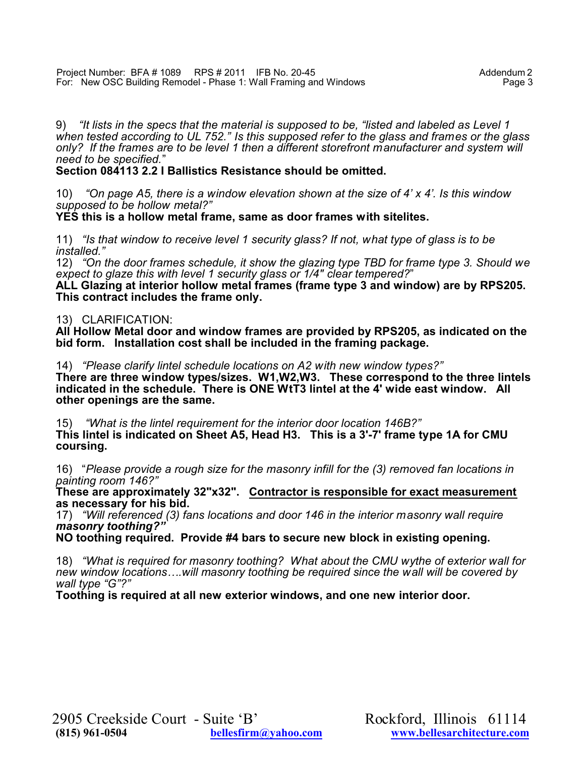9) *"It lists in the specs that the material is supposed to be, "listed and labeled as Level 1 when tested according to UL 752." Is this supposed refer to the glass and frames or the glass only? If the frames are to be level 1 then a different storefront manufacturer and system will need to be specified."*
**Section 084113 2.2 I Ballistics Resistance should be omitted.**

10) *"On page A5, there is a window elevation shown at the size of 4' x 4'. Is this window supposed to be hollow metal?"*
**YES this is a hollow metal frame, same as door frames with sitelites.**

11) *"Is that window to receive level 1 security glass? If not, what type of glass is to be installed."*
12) *"On the door frames schedule, it show the glazing type TBD for frame type 3. Should we expect to glaze this with level 1 security glass or 1/4" clear tempered?"*
**ALL Glazing at interior hollow metal frames (frame type 3 and window) are by RPS205. This contract includes the frame only.**

13) CLARIFICATION:
**All Hollow Metal door and window frames are provided by RPS205, as indicated on the bid form. Installation cost shall be included in the framing package.**

14) *"Please clarify lintel schedule locations on A2 with new window types?"*
**There are three window types/sizes. W1,W2,W3. These correspond to the three lintels indicated in the schedule. There is ONE WtT3 lintel at the 4' wide east window. All other openings are the same.**

15) *"What is the lintel requirement for the interior door location 146B?"*
**This lintel is indicated on Sheet A5, Head H3. This is a 3'-7' frame type 1A for CMU coursing.**

16) "*Please provide a rough size for the masonry infill for the (3) removed fan locations in painting room 146?"*
**These are approximately 32"x32". <u>Contractor is responsible for exact measurement</u> as necessary for his bid.**
17) *"Will referenced (3) fans locations and door 146 in the interior masonry wall require **masonry toothing?"***
**NO toothing required. Provide #4 bars to secure new block in existing opening.**

18) *"What is required for masonry toothing? What about the CMU wythe of exterior wall for new window locations….will masonry toothing be required since the wall will be covered by wall type "G"?"*
**Toothing is required at all new exterior windows, and one new interior door.**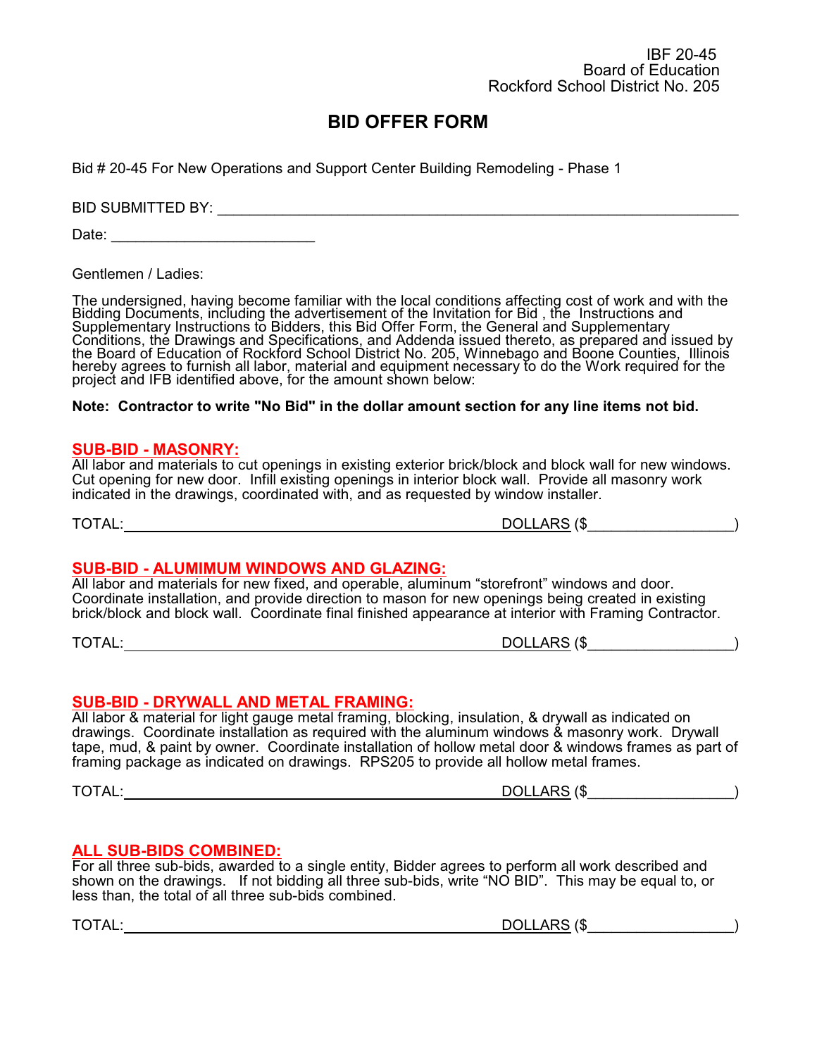IBF 20-45
Board of Education
Rockford School District No. 205

# BID OFFER FORM

Bid # 20-45 For New Operations and Support Center Building Remodeling - Phase 1

BID SUBMITTED BY: ___________________________________________________________________

Date: ________________________

Gentlemen / Ladies:

The undersigned, having become familiar with the local conditions affecting cost of work and with the Bidding Documents, including the advertisement of the Invitation for Bid , the Instructions and Supplementary Instructions to Bidders, this Bid Offer Form, the General and Supplementary Conditions, the Drawings and Specifications, and Addenda issued thereto, as prepared and issued by the Board of Education of Rockford School District No. 205, Winnebago and Boone Counties, Illinois hereby agrees to furnish all labor, material and equipment necessary to do the Work required for the project and IFB identified above, for the amount shown below:

**Note: Contractor to write "No Bid" in the dollar amount section for any line items not bid.**

## SUB-BID - MASONRY:

All labor and materials to cut openings in existing exterior brick/block and block wall for new windows. Cut opening for new door. Infill existing openings in interior block wall. Provide all masonry work indicated in the drawings, coordinated with, and as requested by window installer.

TOTAL:_______________________________________________ DOLLARS ($_________________)

## SUB-BID - ALUMIMUM WINDOWS AND GLAZING:

All labor and materials for new fixed, and operable, aluminum "storefront" windows and door. Coordinate installation, and provide direction to mason for new openings being created in existing brick/block and block wall. Coordinate final finished appearance at interior with Framing Contractor.

TOTAL:_______________________________________________ DOLLARS ($_________________)

## SUB-BID - DRYWALL AND METAL FRAMING:

All labor & material for light gauge metal framing, blocking, insulation, & drywall as indicated on drawings. Coordinate installation as required with the aluminum windows & masonry work. Drywall tape, mud, & paint by owner. Coordinate installation of hollow metal door & windows frames as part of framing package as indicated on drawings. RPS205 to provide all hollow metal frames.

TOTAL:_______________________________________________ DOLLARS ($_________________)

## ALL SUB-BIDS COMBINED:

For all three sub-bids, awarded to a single entity, Bidder agrees to perform all work described and shown on the drawings. If not bidding all three sub-bids, write "NO BID". This may be equal to, or less than, the total of all three sub-bids combined.

TOTAL:_______________________________________________ DOLLARS ($_________________)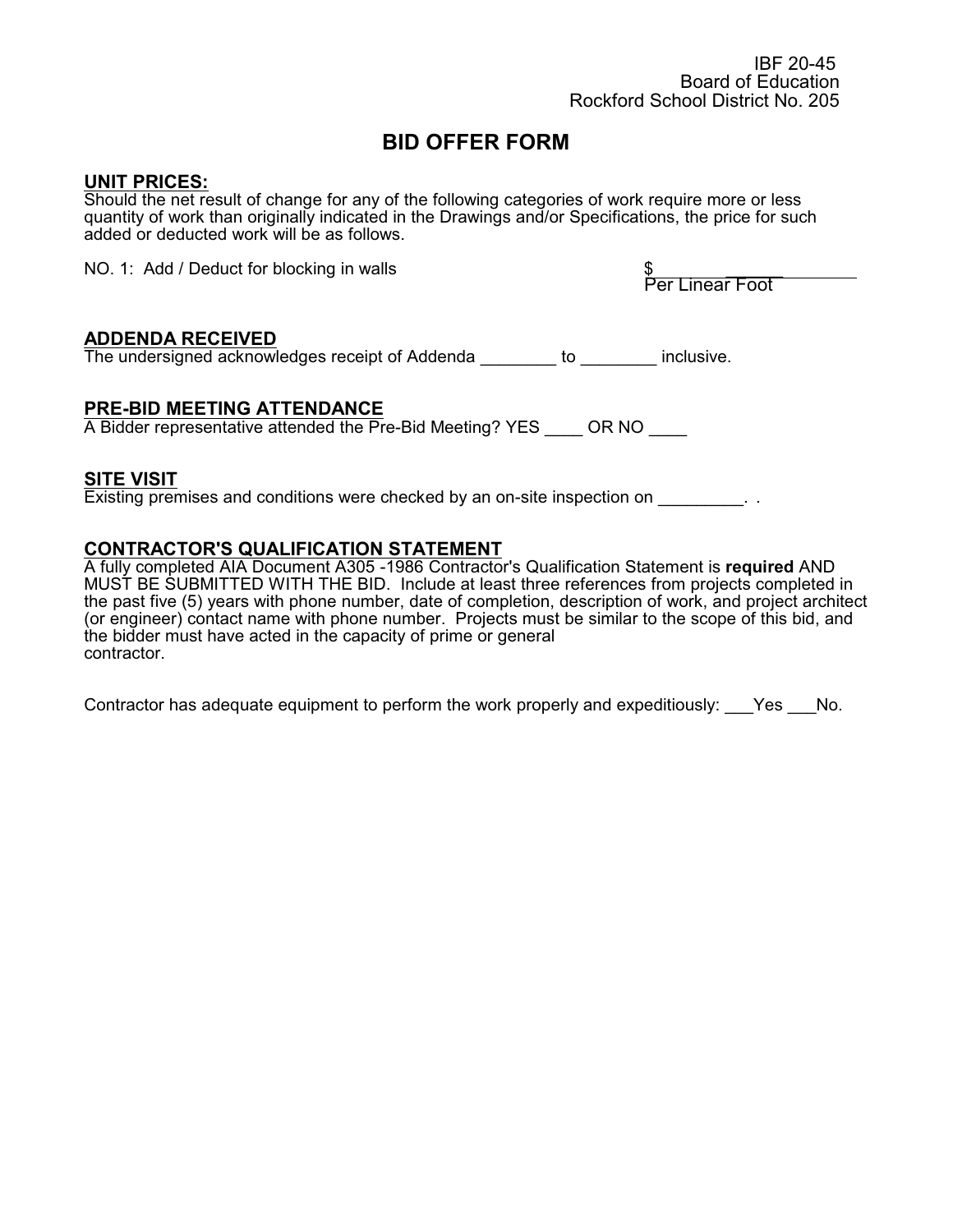IBF 20-45
Board of Education
Rockford School District No. 205

# BID OFFER FORM

**UNIT PRICES:**
Should the net result of change for any of the following categories of work require more or less quantity of work than originally indicated in the Drawings and/or Specifications, the price for such added or deducted work will be as follows.

NO. 1: Add / Deduct for blocking in walls $__________________
Per Linear Foot

**ADDENDA RECEIVED**
The undersigned acknowledges receipt of Addenda ________ to ________ inclusive.

**PRE-BID MEETING ATTENDANCE**
A Bidder representative attended the Pre-Bid Meeting? YES ____ OR NO ____

**SITE VISIT**
Existing premises and conditions were checked by an on-site inspection on _________. .

**CONTRACTOR'S QUALIFICATION STATEMENT**
A fully completed AIA Document A305 -1986 Contractor's Qualification Statement is **required** AND MUST BE SUBMITTED WITH THE BID. Include at least three references from projects completed in the past five (5) years with phone number, date of completion, description of work, and project architect (or engineer) contact name with phone number. Projects must be similar to the scope of this bid, and the bidder must have acted in the capacity of prime or general contractor.

Contractor has adequate equipment to perform the work properly and expeditiously: ___Yes ___No.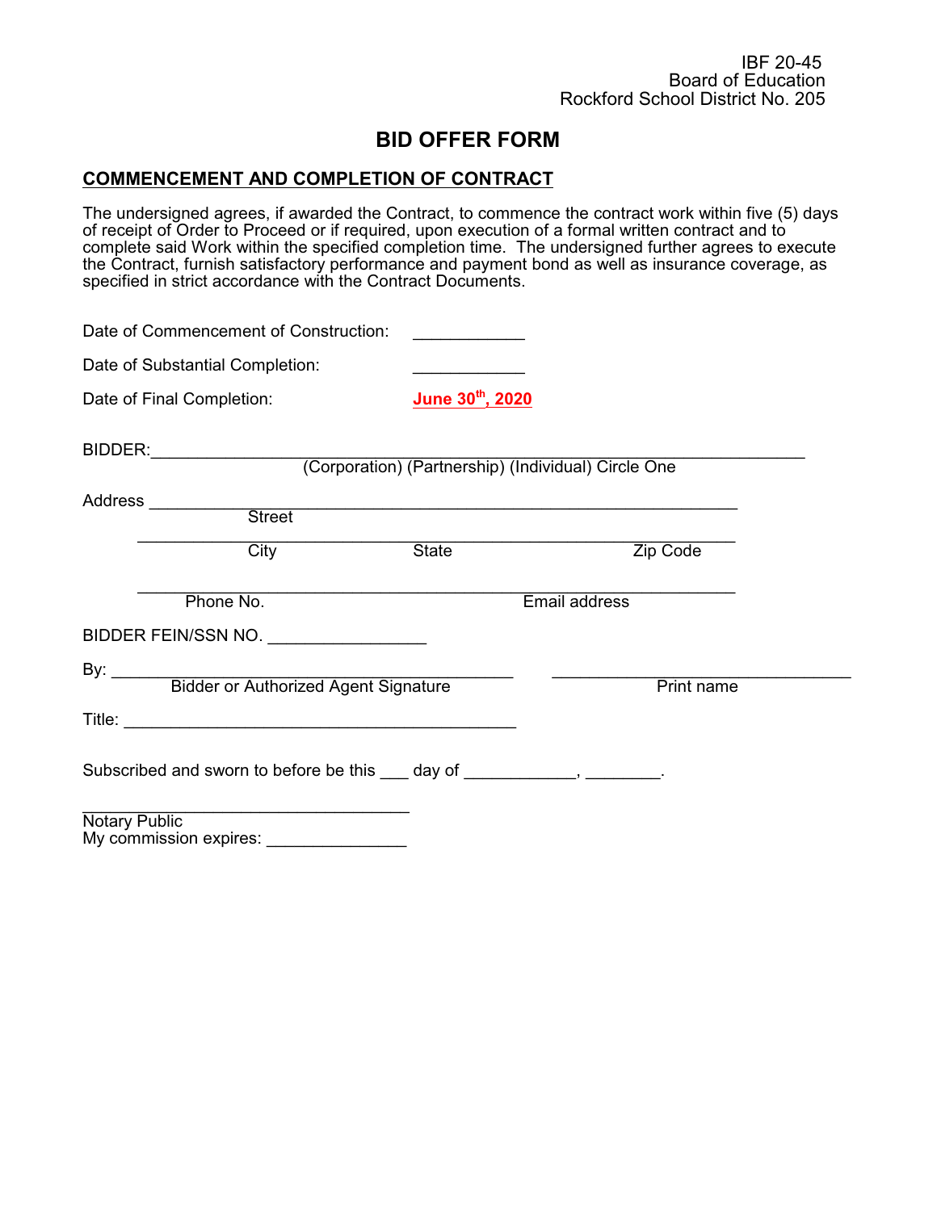IBF 20-45
Board of Education
Rockford School District No. 205

# BID OFFER FORM

## COMMENCEMENT AND COMPLETION OF CONTRACT

The undersigned agrees, if awarded the Contract, to commence the contract work within five (5) days of receipt of Order to Proceed or if required, upon execution of a formal written contract and to complete said Work within the specified completion time. The undersigned further agrees to execute the Contract, furnish satisfactory performance and payment bond as well as insurance coverage, as specified in strict accordance with the Contract Documents.

Date of Commencement of Construction: ____________

Date of Substantial Completion: ____________

Date of Final Completion: **June 30th, 2020**

BIDDER:_______________________________________________________________
(Corporation) (Partnership) (Individual) Circle One

Address _________________________________________________________
Street

_________________________________________________________
City State Zip Code

_________________________________________________________
Phone No. Email address

BIDDER FEIN/SSN NO. _________________

By: ___________________________________________ _________________________________
Bidder or Authorized Agent Signature Print name

Title: ___________________________________________

Subscribed and sworn to before be this ___ day of ____________, ________.

___________________________________
Notary Public
My commission expires: _______________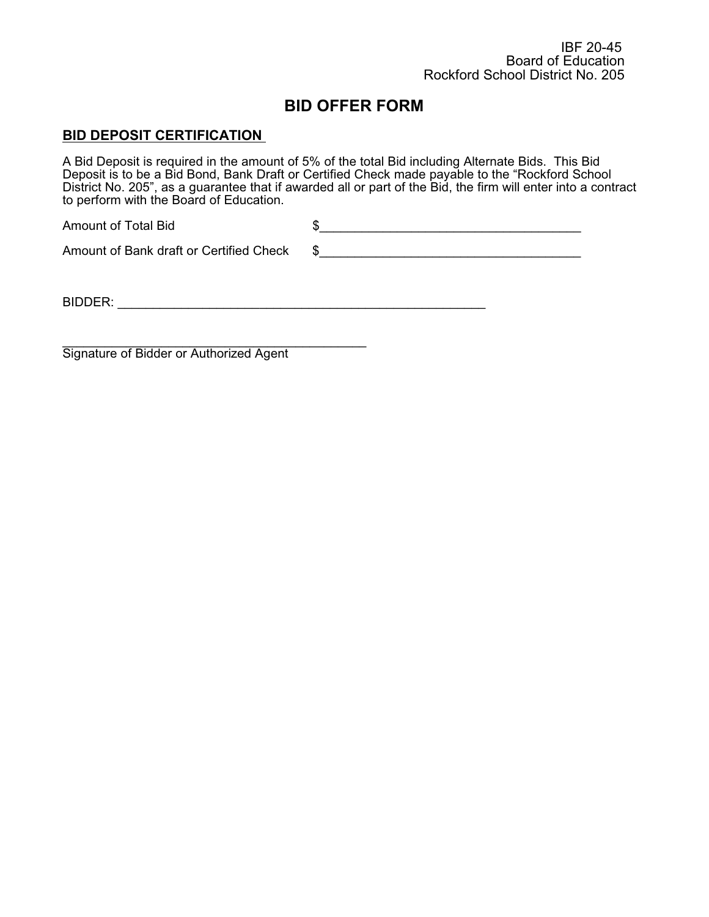IBF 20-45
Board of Education
Rockford School District No. 205

# BID OFFER FORM

## BID DEPOSIT CERTIFICATION

A Bid Deposit is required in the amount of 5% of the total Bid including Alternate Bids. This Bid Deposit is to be a Bid Bond, Bank Draft or Certified Check made payable to the "Rockford School District No. 205", as a guarantee that if awarded all or part of the Bid, the firm will enter into a contract to perform with the Board of Education.

Amount of Total Bid $_____________________________________

Amount of Bank draft or Certified Check $_____________________________________

BIDDER: _____________________________________________________

_____________________________________________
Signature of Bidder or Authorized Agent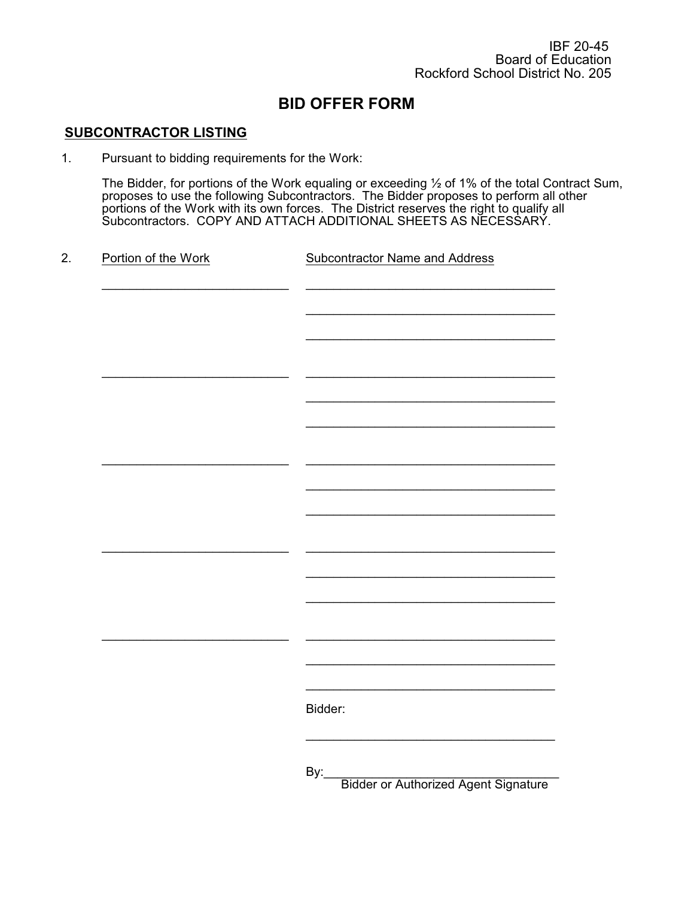IBF 20-45
Board of Education
Rockford School District No. 205

# BID OFFER FORM

## SUBCONTRACTOR LISTING

1. Pursuant to bidding requirements for the Work:

   The Bidder, for portions of the Work equaling or exceeding ½ of 1% of the total Contract Sum, proposes to use the following Subcontractors. The Bidder proposes to perform all other portions of the Work with its own forces. The District reserves the right to qualify all Subcontractors. COPY AND ATTACH ADDITIONAL SHEETS AS NECESSARY.

2. Portion of the Work — Subcontractor Name and Address

| Portion of the Work | Subcontractor Name and Address |
| --- | --- |
| ___________________________ | ____________________________________ |
| | ____________________________________ |
| | ____________________________________ |
| ___________________________ | ____________________________________ |
| | ____________________________________ |
| | ____________________________________ |
| ___________________________ | ____________________________________ |
| | ____________________________________ |
| | ____________________________________ |
| ___________________________ | ____________________________________ |
| | ____________________________________ |
| | ____________________________________ |
| ___________________________ | ____________________________________ |
| | ____________________________________ |
| | ____________________________________ |

Bidder:

____________________________________

By:____________________________________
Bidder or Authorized Agent Signature